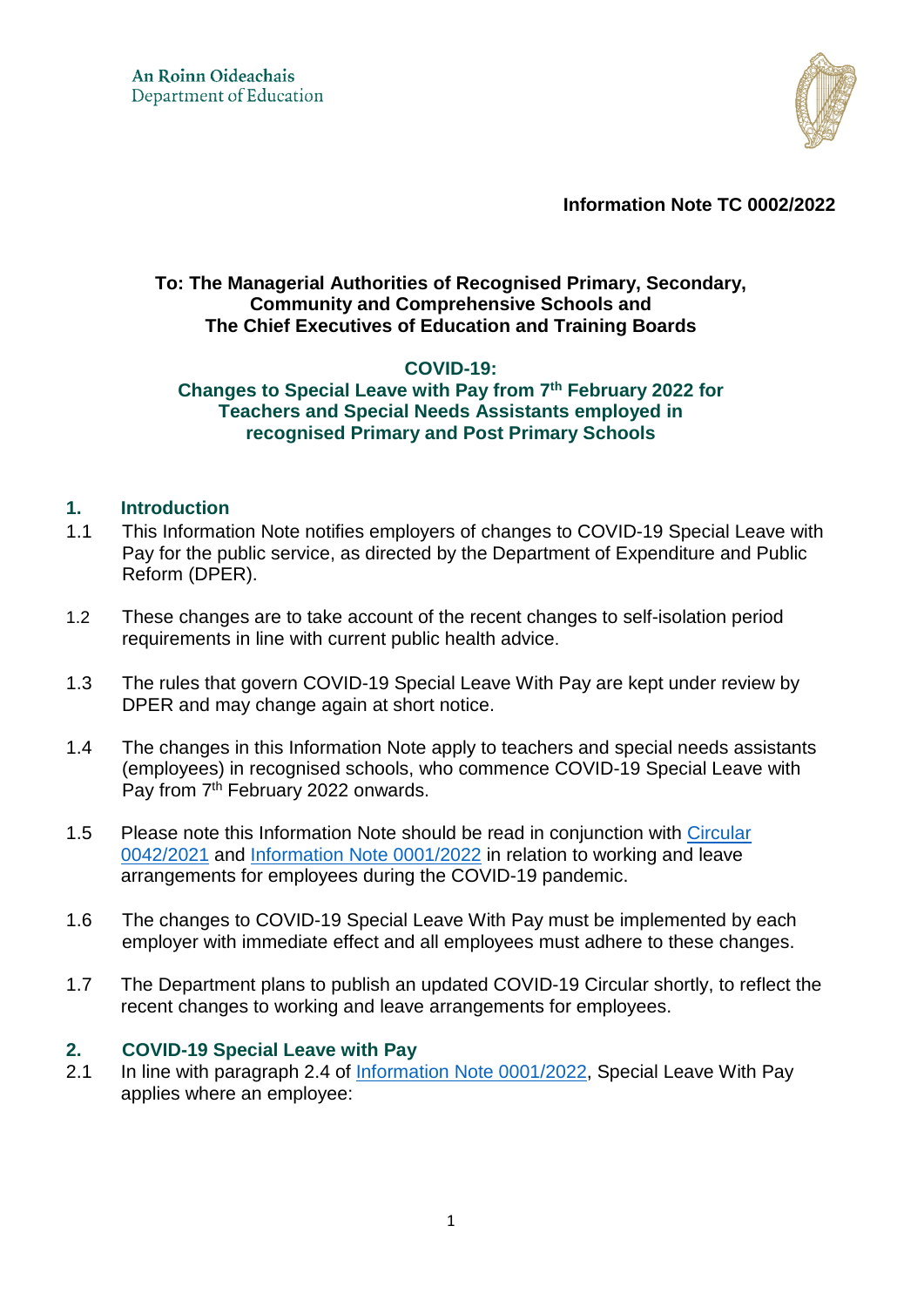An Roinn Oideachais
Department of Education

**Information Note TC 0002/2022**

**To: The Managerial Authorities of Recognised Primary, Secondary, Community and Comprehensive Schools and The Chief Executives of Education and Training Boards**

## COVID-19: Changes to Special Leave with Pay from 7th February 2022 for Teachers and Special Needs Assistants employed in recognised Primary and Post Primary Schools

## 1. Introduction

1.1 This Information Note notifies employers of changes to COVID-19 Special Leave with Pay for the public service, as directed by the Department of Expenditure and Public Reform (DPER).

1.2 These changes are to take account of the recent changes to self-isolation period requirements in line with current public health advice.

1.3 The rules that govern COVID-19 Special Leave With Pay are kept under review by DPER and may change again at short notice.

1.4 The changes in this Information Note apply to teachers and special needs assistants (employees) in recognised schools, who commence COVID-19 Special Leave with Pay from 7th February 2022 onwards.

1.5 Please note this Information Note should be read in conjunction with Circular 0042/2021 and Information Note 0001/2022 in relation to working and leave arrangements for employees during the COVID-19 pandemic.

1.6 The changes to COVID-19 Special Leave With Pay must be implemented by each employer with immediate effect and all employees must adhere to these changes.

1.7 The Department plans to publish an updated COVID-19 Circular shortly, to reflect the recent changes to working and leave arrangements for employees.

## 2. COVID-19 Special Leave with Pay

2.1 In line with paragraph 2.4 of Information Note 0001/2022, Special Leave With Pay applies where an employee: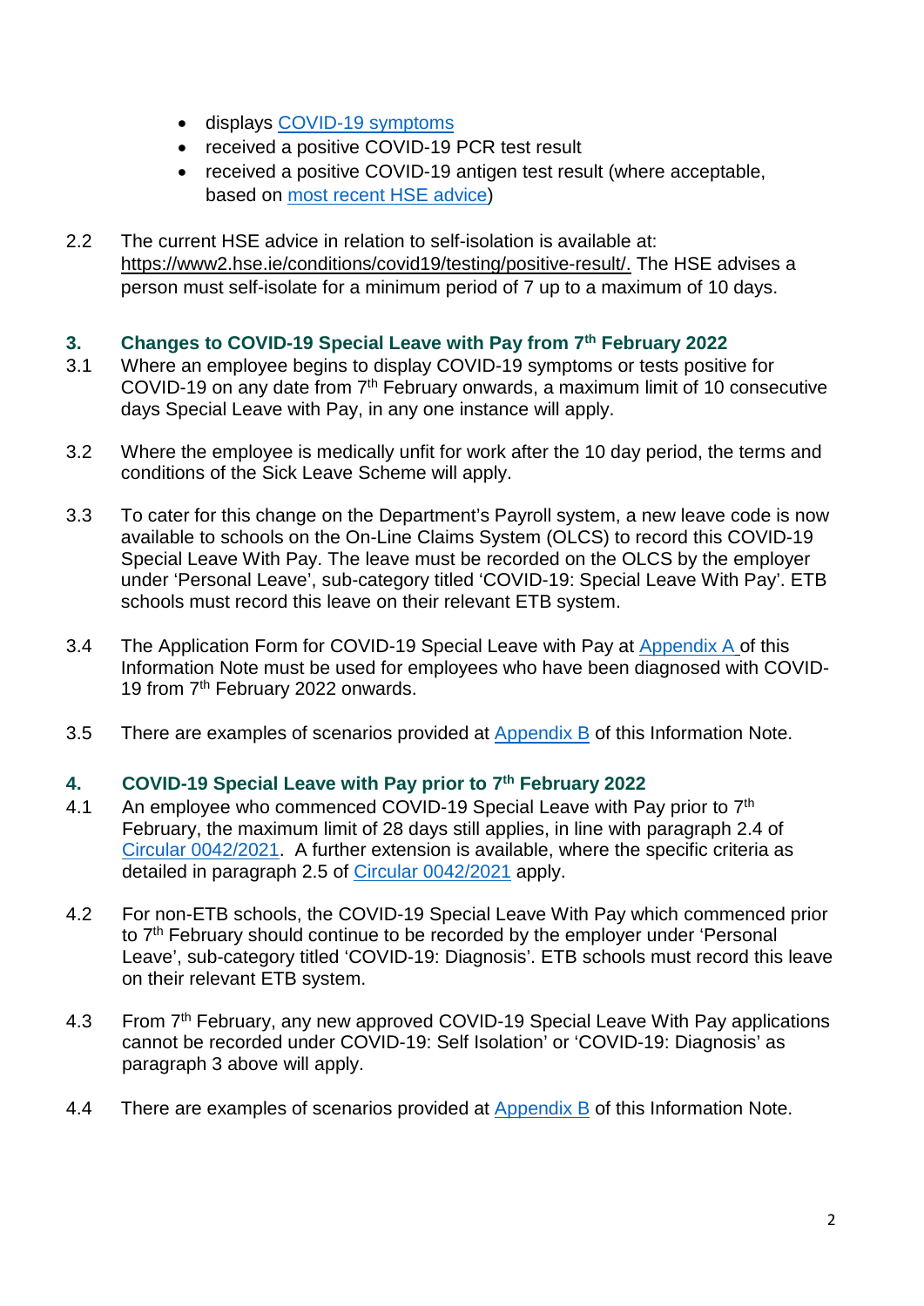- displays COVID-19 symptoms
- received a positive COVID-19 PCR test result
- received a positive COVID-19 antigen test result (where acceptable, based on most recent HSE advice)

2.2 The current HSE advice in relation to self-isolation is available at: https://www2.hse.ie/conditions/covid19/testing/positive-result/. The HSE advises a person must self-isolate for a minimum period of 7 up to a maximum of 10 days.

## 3. Changes to COVID-19 Special Leave with Pay from 7th February 2022

3.1 Where an employee begins to display COVID-19 symptoms or tests positive for COVID-19 on any date from 7th February onwards, a maximum limit of 10 consecutive days Special Leave with Pay, in any one instance will apply.

3.2 Where the employee is medically unfit for work after the 10 day period, the terms and conditions of the Sick Leave Scheme will apply.

3.3 To cater for this change on the Department's Payroll system, a new leave code is now available to schools on the On-Line Claims System (OLCS) to record this COVID-19 Special Leave With Pay. The leave must be recorded on the OLCS by the employer under 'Personal Leave', sub-category titled 'COVID-19: Special Leave With Pay'. ETB schools must record this leave on their relevant ETB system.

3.4 The Application Form for COVID-19 Special Leave with Pay at Appendix A of this Information Note must be used for employees who have been diagnosed with COVID-19 from 7th February 2022 onwards.

3.5 There are examples of scenarios provided at Appendix B of this Information Note.

## 4. COVID-19 Special Leave with Pay prior to 7th February 2022

4.1 An employee who commenced COVID-19 Special Leave with Pay prior to 7th February, the maximum limit of 28 days still applies, in line with paragraph 2.4 of Circular 0042/2021. A further extension is available, where the specific criteria as detailed in paragraph 2.5 of Circular 0042/2021 apply.

4.2 For non-ETB schools, the COVID-19 Special Leave With Pay which commenced prior to 7th February should continue to be recorded by the employer under 'Personal Leave', sub-category titled 'COVID-19: Diagnosis'. ETB schools must record this leave on their relevant ETB system.

4.3 From 7th February, any new approved COVID-19 Special Leave With Pay applications cannot be recorded under COVID-19: Self Isolation' or 'COVID-19: Diagnosis' as paragraph 3 above will apply.

4.4 There are examples of scenarios provided at Appendix B of this Information Note.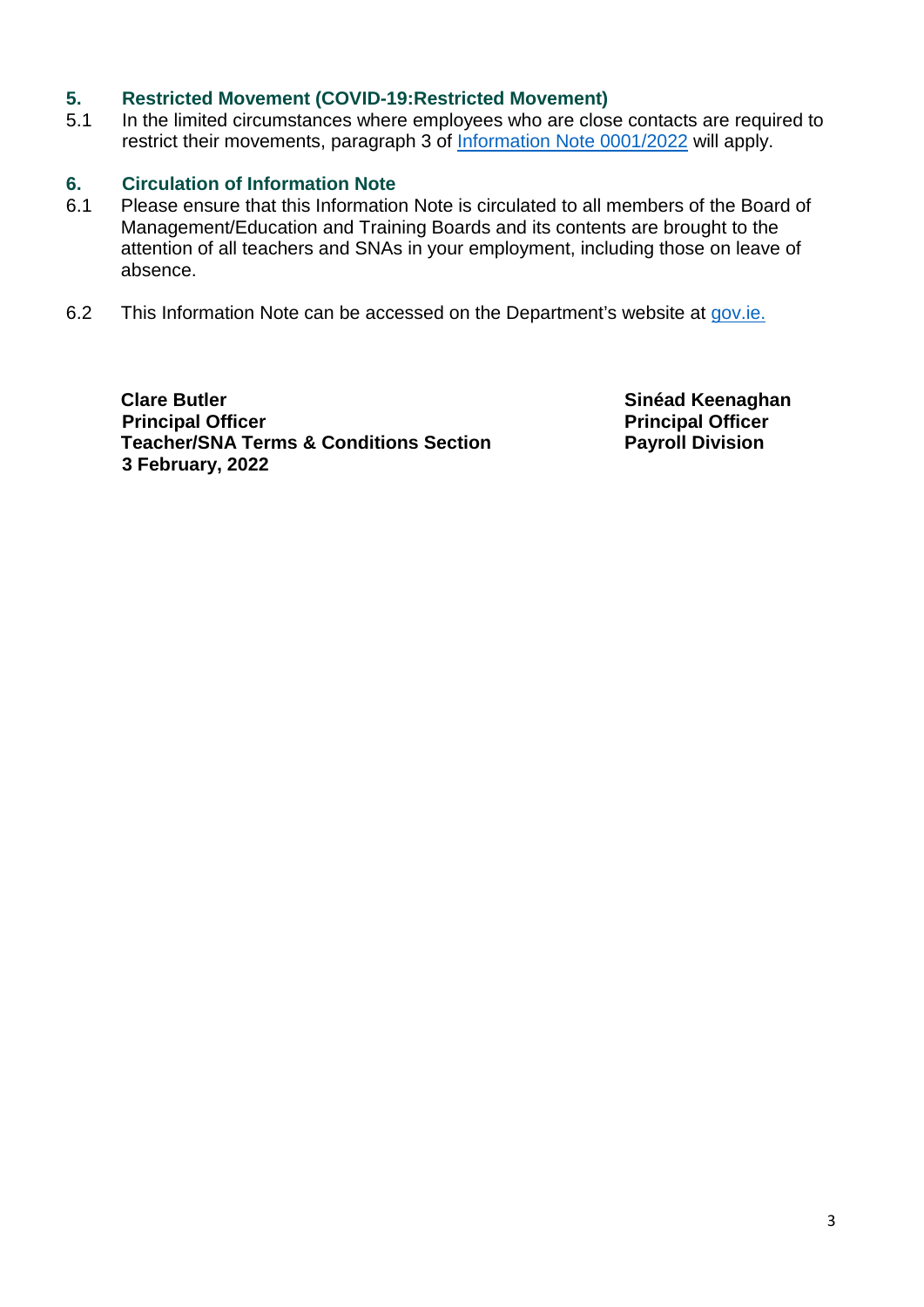## 5. Restricted Movement (COVID-19:Restricted Movement)

5.1 In the limited circumstances where employees who are close contacts are required to restrict their movements, paragraph 3 of Information Note 0001/2022 will apply.

## 6. Circulation of Information Note

6.1 Please ensure that this Information Note is circulated to all members of the Board of Management/Education and Training Boards and its contents are brought to the attention of all teachers and SNAs in your employment, including those on leave of absence.

6.2 This Information Note can be accessed on the Department's website at gov.ie.

**Clare Butler**
**Principal Officer**
**Teacher/SNA Terms & Conditions Section**
**3 February, 2022**

**Sinéad Keenaghan**
**Principal Officer**
**Payroll Division**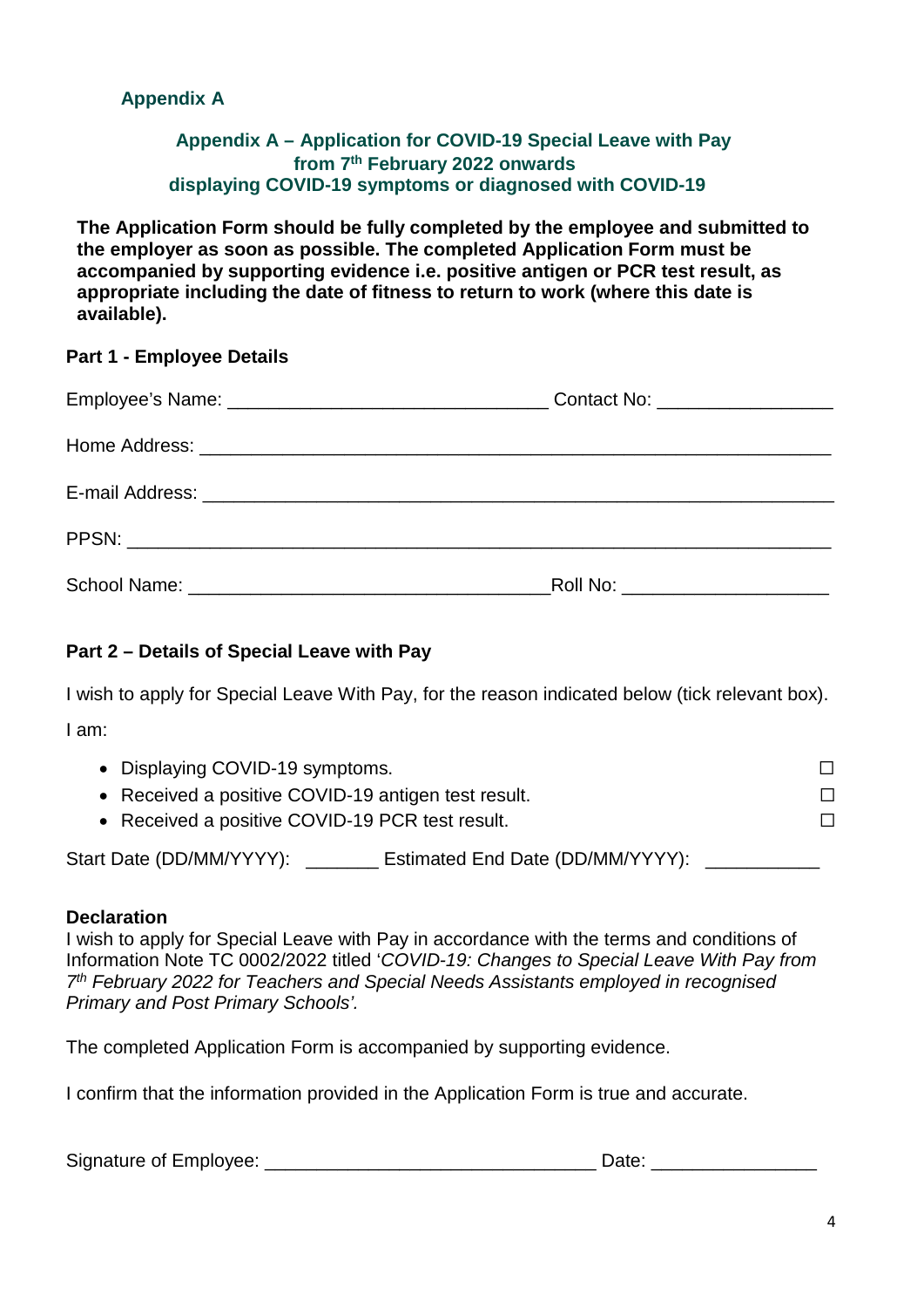## Appendix A

### Appendix A – Application for COVID-19 Special Leave with Pay from 7th February 2022 onwards displaying COVID-19 symptoms or diagnosed with COVID-19

**The Application Form should be fully completed by the employee and submitted to the employer as soon as possible. The completed Application Form must be accompanied by supporting evidence i.e. positive antigen or PCR test result, as appropriate including the date of fitness to return to work (where this date is available).**

**Part 1 - Employee Details**

Employee's Name: _______________________________ Contact No: _________________

Home Address: _______________________________________________________________

E-mail Address: _______________________________________________________________

PPSN: _____________________________________________________________________

School Name: ____________________________________Roll No: ____________________

**Part 2 – Details of Special Leave with Pay**

I wish to apply for Special Leave With Pay, for the reason indicated below (tick relevant box).

I am:

- Displaying COVID-19 symptoms. ☐
- Received a positive COVID-19 antigen test result. ☐
- Received a positive COVID-19 PCR test result. ☐

Start Date (DD/MM/YYYY): _______ Estimated End Date (DD/MM/YYYY): ___________

**Declaration**

I wish to apply for Special Leave with Pay in accordance with the terms and conditions of Information Note TC 0002/2022 titled '*COVID-19: Changes to Special Leave With Pay from 7th February 2022 for Teachers and Special Needs Assistants employed in recognised Primary and Post Primary Schools'.*

The completed Application Form is accompanied by supporting evidence.

I confirm that the information provided in the Application Form is true and accurate.

Signature of Employee: ________________________________ Date: ________________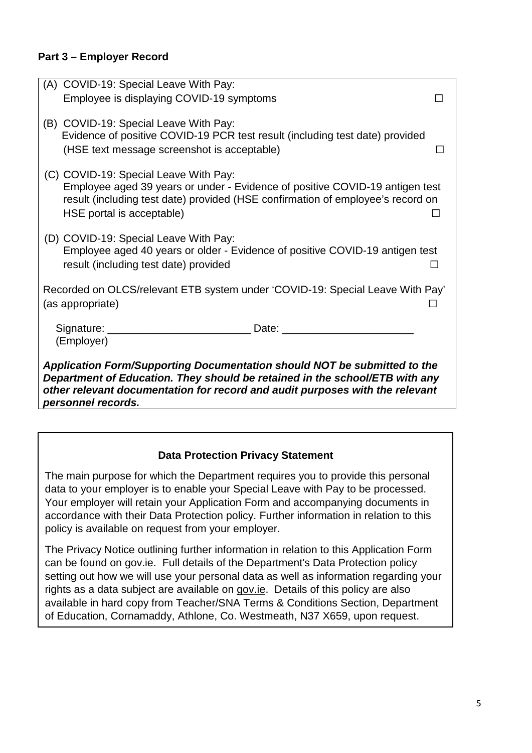**Part 3 – Employer Record**

(A) COVID-19: Special Leave With Pay:
Employee is displaying COVID-19 symptoms ☐

(B) COVID-19: Special Leave With Pay:
Evidence of positive COVID-19 PCR test result (including test date) provided (HSE text message screenshot is acceptable) ☐

(C) COVID-19: Special Leave With Pay:
Employee aged 39 years or under - Evidence of positive COVID-19 antigen test result (including test date) provided (HSE confirmation of employee's record on HSE portal is acceptable) ☐

(D) COVID-19: Special Leave With Pay:
Employee aged 40 years or older - Evidence of positive COVID-19 antigen test result (including test date) provided ☐

Recorded on OLCS/relevant ETB system under 'COVID-19: Special Leave With Pay' (as appropriate) ☐

Signature: ________________________ Date: ______________________
(Employer)

***Application Form/Supporting Documentation should NOT be submitted to the Department of Education. They should be retained in the school/ETB with any other relevant documentation for record and audit purposes with the relevant personnel records.***

**Data Protection Privacy Statement**

The main purpose for which the Department requires you to provide this personal data to your employer is to enable your Special Leave with Pay to be processed. Your employer will retain your Application Form and accompanying documents in accordance with their Data Protection policy. Further information in relation to this policy is available on request from your employer.

The Privacy Notice outlining further information in relation to this Application Form can be found on gov.ie. Full details of the Department's Data Protection policy setting out how we will use your personal data as well as information regarding your rights as a data subject are available on gov.ie. Details of this policy are also available in hard copy from Teacher/SNA Terms & Conditions Section, Department of Education, Cornamaddy, Athlone, Co. Westmeath, N37 X659, upon request.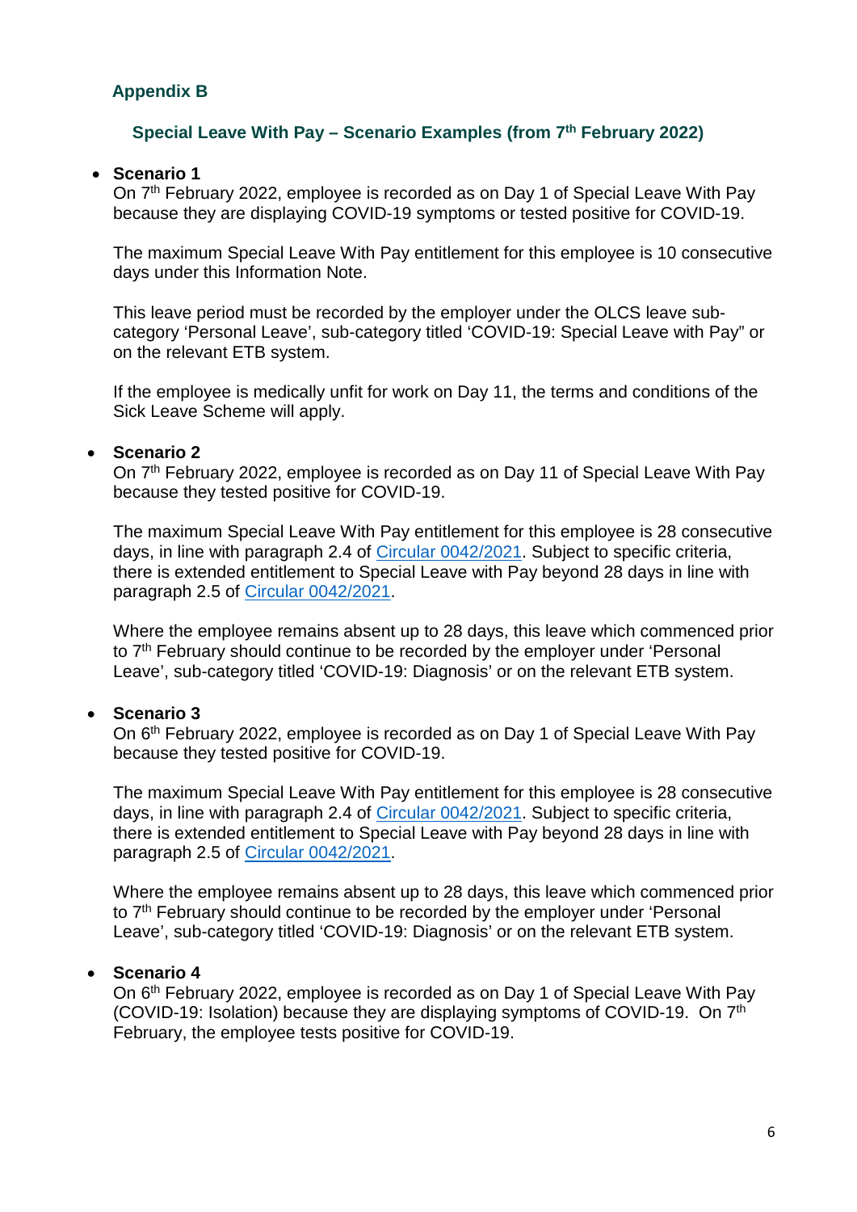## Appendix B

### Special Leave With Pay – Scenario Examples (from 7th February 2022)

- **Scenario 1**

  On 7th February 2022, employee is recorded as on Day 1 of Special Leave With Pay because they are displaying COVID-19 symptoms or tested positive for COVID-19.

  The maximum Special Leave With Pay entitlement for this employee is 10 consecutive days under this Information Note.

  This leave period must be recorded by the employer under the OLCS leave sub-category 'Personal Leave', sub-category titled 'COVID-19: Special Leave with Pay" or on the relevant ETB system.

  If the employee is medically unfit for work on Day 11, the terms and conditions of the Sick Leave Scheme will apply.

- **Scenario 2**

  On 7th February 2022, employee is recorded as on Day 11 of Special Leave With Pay because they tested positive for COVID-19.

  The maximum Special Leave With Pay entitlement for this employee is 28 consecutive days, in line with paragraph 2.4 of Circular 0042/2021. Subject to specific criteria, there is extended entitlement to Special Leave with Pay beyond 28 days in line with paragraph 2.5 of Circular 0042/2021.

  Where the employee remains absent up to 28 days, this leave which commenced prior to 7th February should continue to be recorded by the employer under 'Personal Leave', sub-category titled 'COVID-19: Diagnosis' or on the relevant ETB system.

- **Scenario 3**

  On 6th February 2022, employee is recorded as on Day 1 of Special Leave With Pay because they tested positive for COVID-19.

  The maximum Special Leave With Pay entitlement for this employee is 28 consecutive days, in line with paragraph 2.4 of Circular 0042/2021. Subject to specific criteria, there is extended entitlement to Special Leave with Pay beyond 28 days in line with paragraph 2.5 of Circular 0042/2021.

  Where the employee remains absent up to 28 days, this leave which commenced prior to 7th February should continue to be recorded by the employer under 'Personal Leave', sub-category titled 'COVID-19: Diagnosis' or on the relevant ETB system.

- **Scenario 4**

  On 6th February 2022, employee is recorded as on Day 1 of Special Leave With Pay (COVID-19: Isolation) because they are displaying symptoms of COVID-19. On 7th February, the employee tests positive for COVID-19.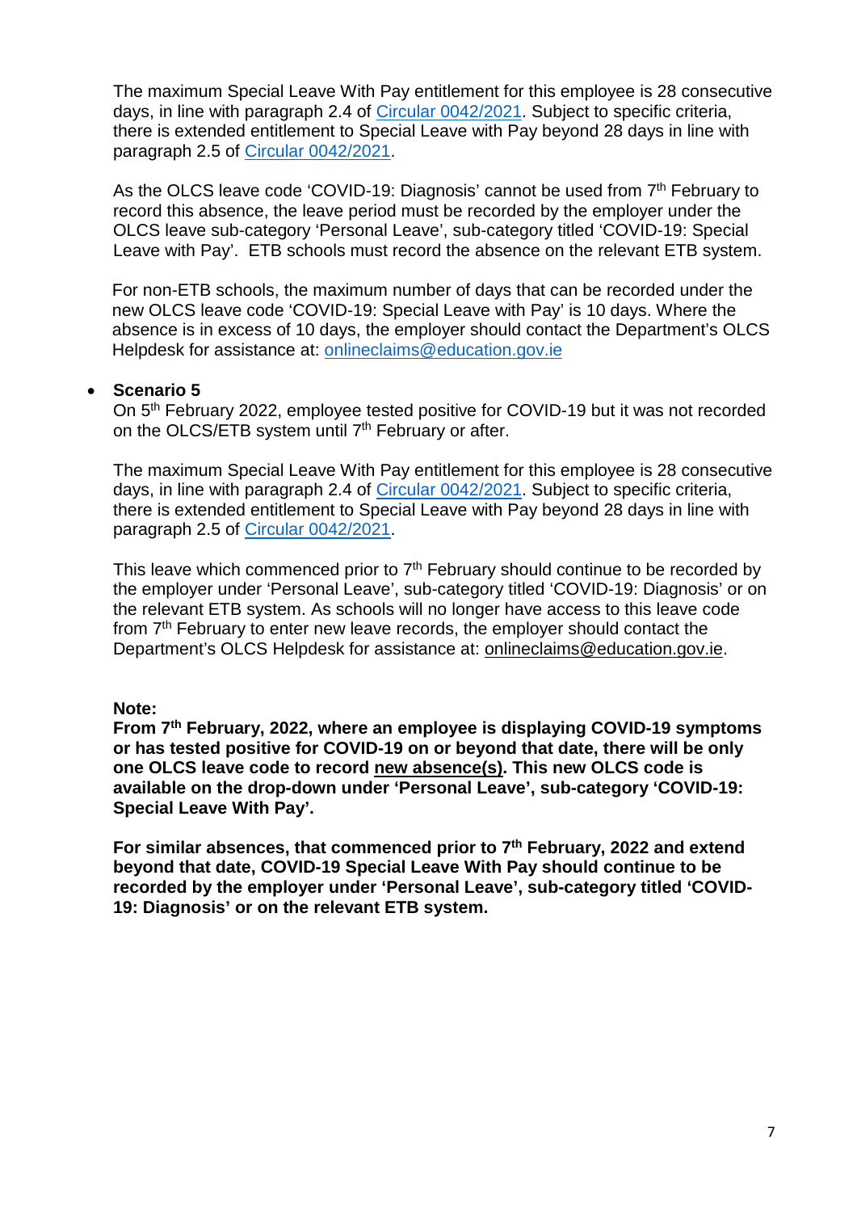The maximum Special Leave With Pay entitlement for this employee is 28 consecutive days, in line with paragraph 2.4 of [Circular 0042/2021](). Subject to specific criteria, there is extended entitlement to Special Leave with Pay beyond 28 days in line with paragraph 2.5 of [Circular 0042/2021]().

As the OLCS leave code 'COVID-19: Diagnosis' cannot be used from 7th February to record this absence, the leave period must be recorded by the employer under the OLCS leave sub-category 'Personal Leave', sub-category titled 'COVID-19: Special Leave with Pay'. ETB schools must record the absence on the relevant ETB system.

For non-ETB schools, the maximum number of days that can be recorded under the new OLCS leave code 'COVID-19: Special Leave with Pay' is 10 days. Where the absence is in excess of 10 days, the employer should contact the Department's OLCS Helpdesk for assistance at: onlineclaims@education.gov.ie

- **Scenario 5**

  On 5th February 2022, employee tested positive for COVID-19 but it was not recorded on the OLCS/ETB system until 7th February or after.

  The maximum Special Leave With Pay entitlement for this employee is 28 consecutive days, in line with paragraph 2.4 of [Circular 0042/2021](). Subject to specific criteria, there is extended entitlement to Special Leave with Pay beyond 28 days in line with paragraph 2.5 of [Circular 0042/2021]().

  This leave which commenced prior to 7th February should continue to be recorded by the employer under 'Personal Leave', sub-category titled 'COVID-19: Diagnosis' or on the relevant ETB system. As schools will no longer have access to this leave code from 7th February to enter new leave records, the employer should contact the Department's OLCS Helpdesk for assistance at: onlineclaims@education.gov.ie.

**Note:**
**From 7th February, 2022, where an employee is displaying COVID-19 symptoms or has tested positive for COVID-19 on or beyond that date, there will be only one OLCS leave code to record new absence(s). This new OLCS code is available on the drop-down under 'Personal Leave', sub-category 'COVID-19: Special Leave With Pay'.**

**For similar absences, that commenced prior to 7th February, 2022 and extend beyond that date, COVID-19 Special Leave With Pay should continue to be recorded by the employer under 'Personal Leave', sub-category titled 'COVID-19: Diagnosis' or on the relevant ETB system.**